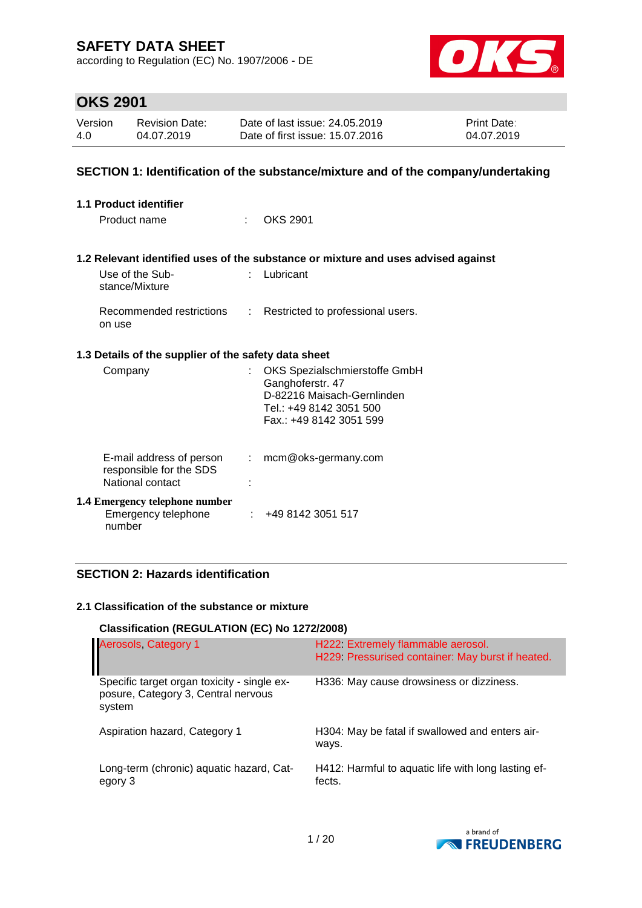# SAFETY DATA SHEET

according to Regulation (EC) No. 1907/2006 - DE

## OKS 2901

| Version | Revision Date: | Date of last issue: 24.05.2019 | Print Date: |
|---|---|---|---|
| 4.0 | 04.07.2019 | Date of first issue: 15.07.2016 | 04.07.2019 |

## SECTION 1: Identification of the substance/mixture and of the company/undertaking

### 1.1 Product identifier

Product name : OKS 2901

### 1.2 Relevant identified uses of the substance or mixture and uses advised against

Use of the Substance/Mixture : Lubricant

Recommended restrictions on use : Restricted to professional users.

### 1.3 Details of the supplier of the safety data sheet

Company : OKS Spezialschmierstoffe GmbH
Ganghoferstr. 47
D-82216 Maisach-Gernlinden
Tel.: +49 8142 3051 500
Fax.: +49 8142 3051 599

E-mail address of person responsible for the SDS : mcm@oks-germany.com

National contact :

### 1.4 Emergency telephone number

Emergency telephone number : +49 8142 3051 517

## SECTION 2: Hazards identification

### 2.1 Classification of the substance or mixture

**Classification (REGULATION (EC) No 1272/2008)**

| | |
|---|---|
| Aerosols, Category 1 | H222: Extremely flammable aerosol.<br>H229: Pressurised container: May burst if heated. |
| Specific target organ toxicity - single exposure, Category 3, Central nervous system | H336: May cause drowsiness or dizziness. |
| Aspiration hazard, Category 1 | H304: May be fatal if swallowed and enters airways. |
| Long-term (chronic) aquatic hazard, Category 3 | H412: Harmful to aquatic life with long lasting effects. |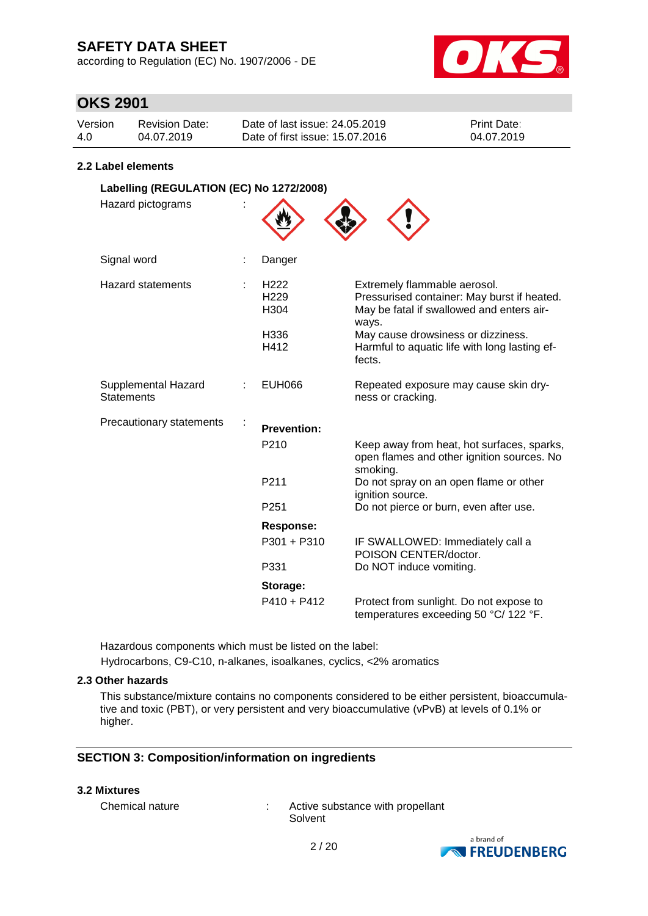## 2.2 Label elements

**Labelling (REGULATION (EC) No 1272/2008)**

Hazard pictograms :

Signal word : Danger

Hazard statements :

| | |
|---|---|
| H222 | Extremely flammable aerosol. |
| H229 | Pressurised container: May burst if heated. |
| H304 | May be fatal if swallowed and enters airways. |
| H336 | May cause drowsiness or dizziness. |
| H412 | Harmful to aquatic life with long lasting effects. |

Supplemental Hazard Statements :

| | |
|---|---|
| EUH066 | Repeated exposure may cause skin dryness or cracking. |

Precautionary statements :

**Prevention:**

| | |
|---|---|
| P210 | Keep away from heat, hot surfaces, sparks, open flames and other ignition sources. No smoking. |
| P211 | Do not spray on an open flame or other ignition source. |
| P251 | Do not pierce or burn, even after use. |

**Response:**

| | |
|---|---|
| P301 + P310 | IF SWALLOWED: Immediately call a POISON CENTER/doctor. |
| P331 | Do NOT induce vomiting. |

**Storage:**

| | |
|---|---|
| P410 + P412 | Protect from sunlight. Do not expose to temperatures exceeding 50 °C/ 122 °F. |

Hazardous components which must be listed on the label:
Hydrocarbons, C9-C10, n-alkanes, isoalkanes, cyclics, <2% aromatics

## 2.3 Other hazards

This substance/mixture contains no components considered to be either persistent, bioaccumulative and toxic (PBT), or very persistent and very bioaccumulative (vPvB) at levels of 0.1% or higher.

# SECTION 3: Composition/information on ingredients

## 3.2 Mixtures

Chemical nature : Active substance with propellant
Solvent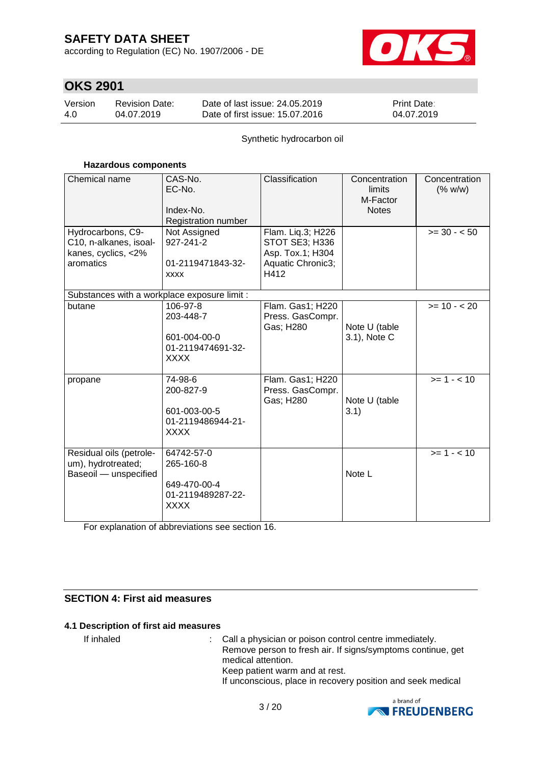Synthetic hydrocarbon oil

**Hazardous components**

| Chemical name | CAS-No.<br>EC-No.<br><br>Index-No.<br>Registration number | Classification | Concentration limits<br>M-Factor<br>Notes | Concentration (% w/w) |
|---|---|---|---|---|
| Hydrocarbons, C9-C10, n-alkanes, isoalkanes, cyclics, <2% aromatics | Not Assigned<br>927-241-2<br><br>01-2119471843-32-xxxx | Flam. Liq.3; H226<br>STOT SE3; H336<br>Asp. Tox.1; H304<br>Aquatic Chronic3; H412 | | >= 30 - < 50 |
| Substances with a workplace exposure limit : | | | | |
| butane | 106-97-8<br>203-448-7<br><br>601-004-00-0<br>01-2119474691-32-XXXX | Flam. Gas1; H220<br>Press. GasCompr. Gas; H280 | Note U (table 3.1), Note C | >= 10 - < 20 |
| propane | 74-98-6<br>200-827-9<br><br>601-003-00-5<br>01-2119486944-21-XXXX | Flam. Gas1; H220<br>Press. GasCompr. Gas; H280 | Note U (table 3.1) | >= 1 - < 10 |
| Residual oils (petroleum), hydrotreated; Baseoil — unspecified | 64742-57-0<br>265-160-8<br><br>649-470-00-4<br>01-2119489287-22-XXXX | | Note L | >= 1 - < 10 |

For explanation of abbreviations see section 16.

## SECTION 4: First aid measures

### 4.1 Description of first aid measures

If inhaled : Call a physician or poison control centre immediately.
Remove person to fresh air. If signs/symptoms continue, get medical attention.
Keep patient warm and at rest.
If unconscious, place in recovery position and seek medical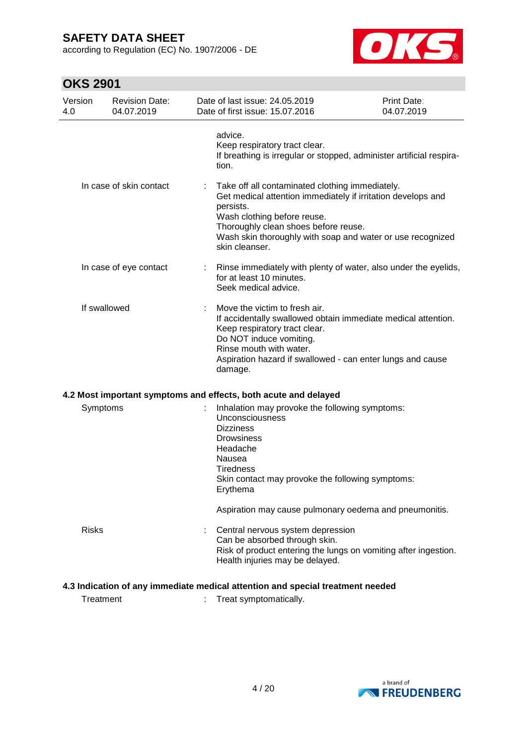advice.
Keep respiratory tract clear.
If breathing is irregular or stopped, administer artificial respiration.

| | | |
|---|---|---|
| In case of skin contact | : | Take off all contaminated clothing immediately.<br>Get medical attention immediately if irritation develops and persists.<br>Wash clothing before reuse.<br>Thoroughly clean shoes before reuse.<br>Wash skin thoroughly with soap and water or use recognized skin cleanser. |
| In case of eye contact | : | Rinse immediately with plenty of water, also under the eyelids, for at least 10 minutes.<br>Seek medical advice. |
| If swallowed | : | Move the victim to fresh air.<br>If accidentally swallowed obtain immediate medical attention.<br>Keep respiratory tract clear.<br>Do NOT induce vomiting.<br>Rinse mouth with water.<br>Aspiration hazard if swallowed - can enter lungs and cause damage. |

### 4.2 Most important symptoms and effects, both acute and delayed

| | | |
|---|---|---|
| Symptoms | : | Inhalation may provoke the following symptoms:<br>Unconsciousness<br>Dizziness<br>Drowsiness<br>Headache<br>Nausea<br>Tiredness<br>Skin contact may provoke the following symptoms:<br>Erythema<br><br>Aspiration may cause pulmonary oedema and pneumonitis. |
| Risks | : | Central nervous system depression<br>Can be absorbed through skin.<br>Risk of product entering the lungs on vomiting after ingestion.<br>Health injuries may be delayed. |

### 4.3 Indication of any immediate medical attention and special treatment needed

| | | |
|---|---|---|
| Treatment | : | Treat symptomatically. |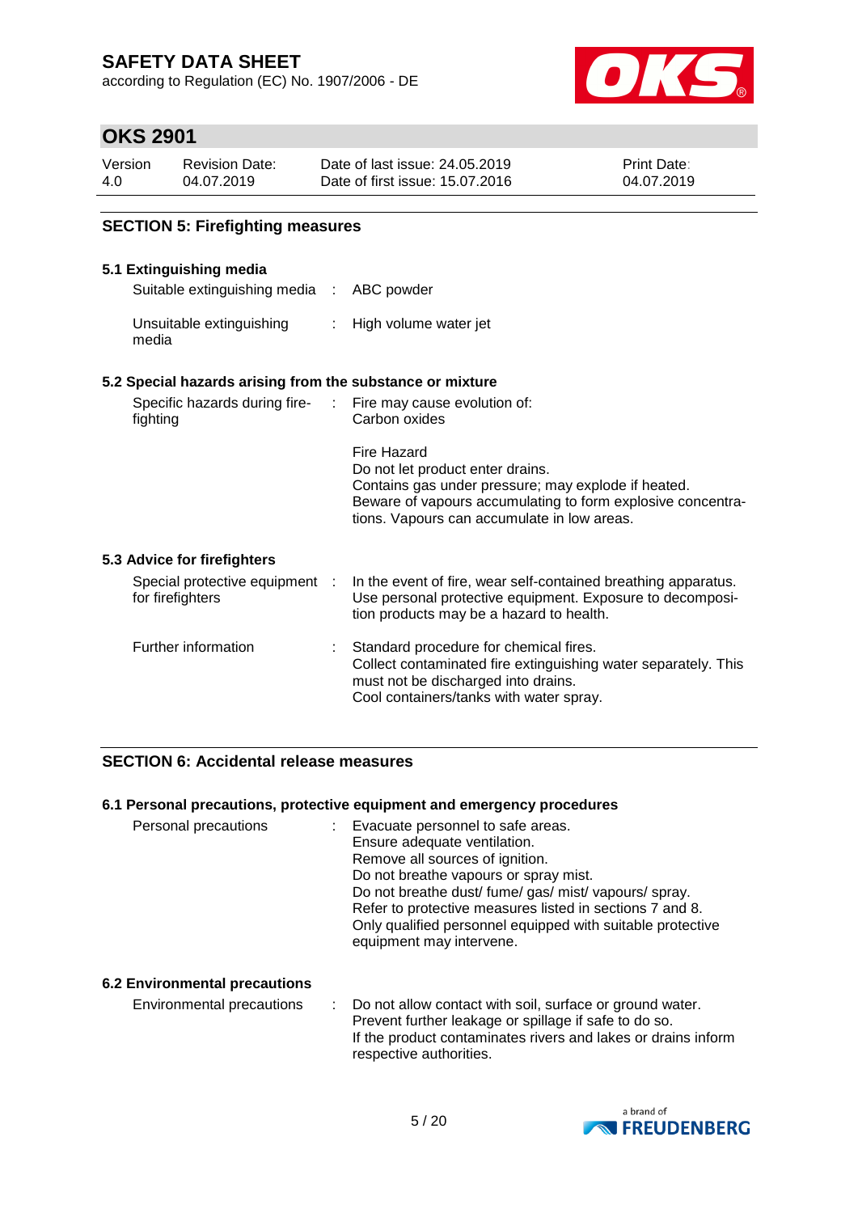## SECTION 5: Firefighting measures

### 5.1 Extinguishing media

| | | |
|---|---|---|
| Suitable extinguishing media | : | ABC powder |
| Unsuitable extinguishing media | : | High volume water jet |

### 5.2 Special hazards arising from the substance or mixture

| | | |
|---|---|---|
| Specific hazards during fire-fighting | : | Fire may cause evolution of:<br>Carbon oxides<br><br>Fire Hazard<br>Do not let product enter drains.<br>Contains gas under pressure; may explode if heated.<br>Beware of vapours accumulating to form explosive concentrations. Vapours can accumulate in low areas. |

### 5.3 Advice for firefighters

| | | |
|---|---|---|
| Special protective equipment for firefighters | : | In the event of fire, wear self-contained breathing apparatus.<br>Use personal protective equipment. Exposure to decomposition products may be a hazard to health. |
| Further information | : | Standard procedure for chemical fires.<br>Collect contaminated fire extinguishing water separately. This must not be discharged into drains.<br>Cool containers/tanks with water spray. |

## SECTION 6: Accidental release measures

### 6.1 Personal precautions, protective equipment and emergency procedures

| | | |
|---|---|---|
| Personal precautions | : | Evacuate personnel to safe areas.<br>Ensure adequate ventilation.<br>Remove all sources of ignition.<br>Do not breathe vapours or spray mist.<br>Do not breathe dust/ fume/ gas/ mist/ vapours/ spray.<br>Refer to protective measures listed in sections 7 and 8.<br>Only qualified personnel equipped with suitable protective equipment may intervene. |

### 6.2 Environmental precautions

| | | |
|---|---|---|
| Environmental precautions | : | Do not allow contact with soil, surface or ground water.<br>Prevent further leakage or spillage if safe to do so.<br>If the product contaminates rivers and lakes or drains inform respective authorities. |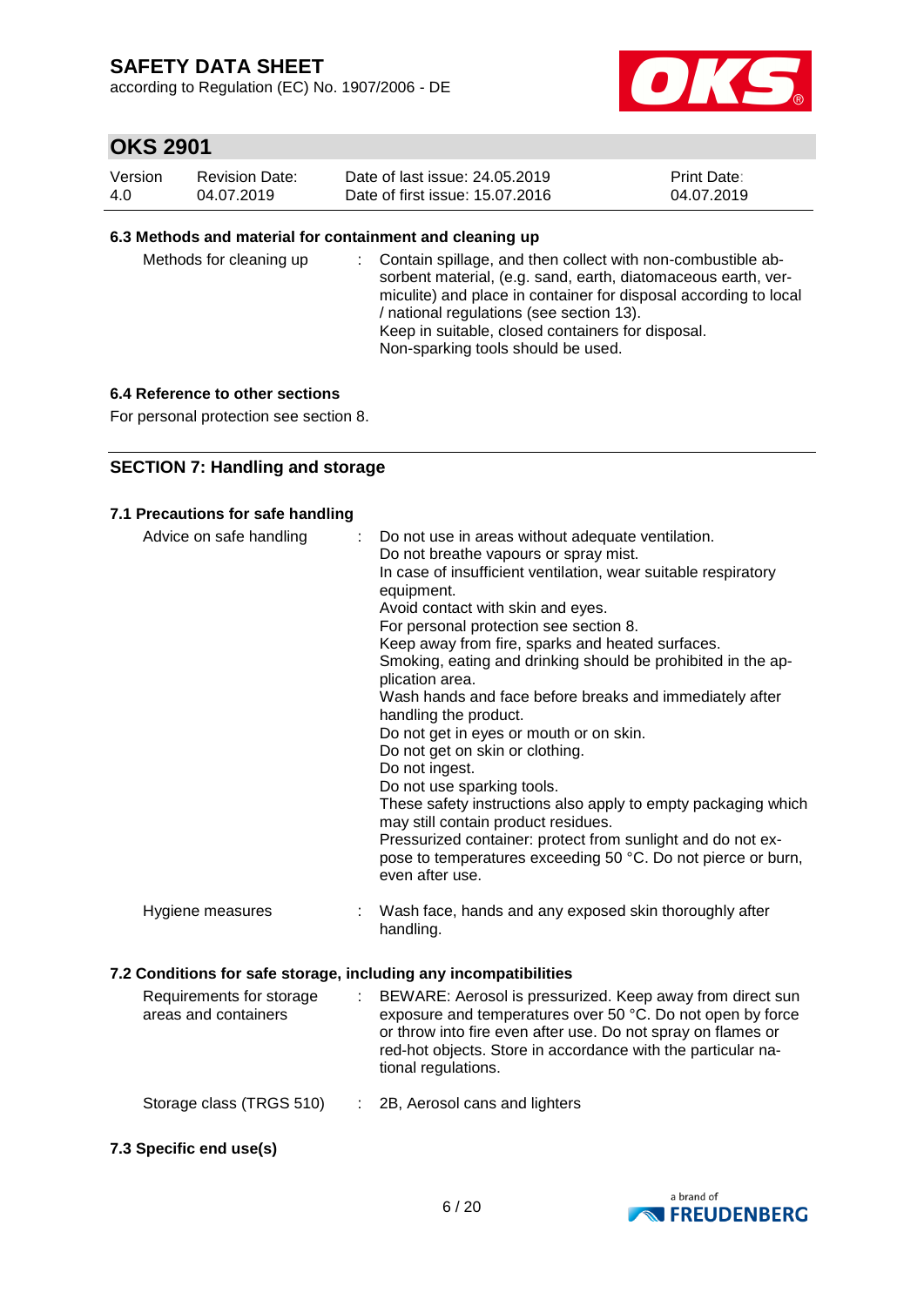### 6.3 Methods and material for containment and cleaning up

| | |
|---|---|
| Methods for cleaning up | Contain spillage, and then collect with non-combustible absorbent material, (e.g. sand, earth, diatomaceous earth, vermiculite) and place in container for disposal according to local / national regulations (see section 13).<br>Keep in suitable, closed containers for disposal.<br>Non-sparking tools should be used. |

### 6.4 Reference to other sections

For personal protection see section 8.

## SECTION 7: Handling and storage

### 7.1 Precautions for safe handling

| | |
|---|---|
| Advice on safe handling | Do not use in areas without adequate ventilation.<br>Do not breathe vapours or spray mist.<br>In case of insufficient ventilation, wear suitable respiratory equipment.<br>Avoid contact with skin and eyes.<br>For personal protection see section 8.<br>Keep away from fire, sparks and heated surfaces.<br>Smoking, eating and drinking should be prohibited in the application area.<br>Wash hands and face before breaks and immediately after handling the product.<br>Do not get in eyes or mouth or on skin.<br>Do not get on skin or clothing.<br>Do not ingest.<br>Do not use sparking tools.<br>These safety instructions also apply to empty packaging which may still contain product residues.<br>Pressurized container: protect from sunlight and do not expose to temperatures exceeding 50 °C. Do not pierce or burn, even after use. |
| Hygiene measures | Wash face, hands and any exposed skin thoroughly after handling. |

### 7.2 Conditions for safe storage, including any incompatibilities

| | |
|---|---|
| Requirements for storage areas and containers | BEWARE: Aerosol is pressurized. Keep away from direct sun exposure and temperatures over 50 °C. Do not open by force or throw into fire even after use. Do not spray on flames or red-hot objects. Store in accordance with the particular national regulations. |
| Storage class (TRGS 510) | 2B, Aerosol cans and lighters |

### 7.3 Specific end use(s)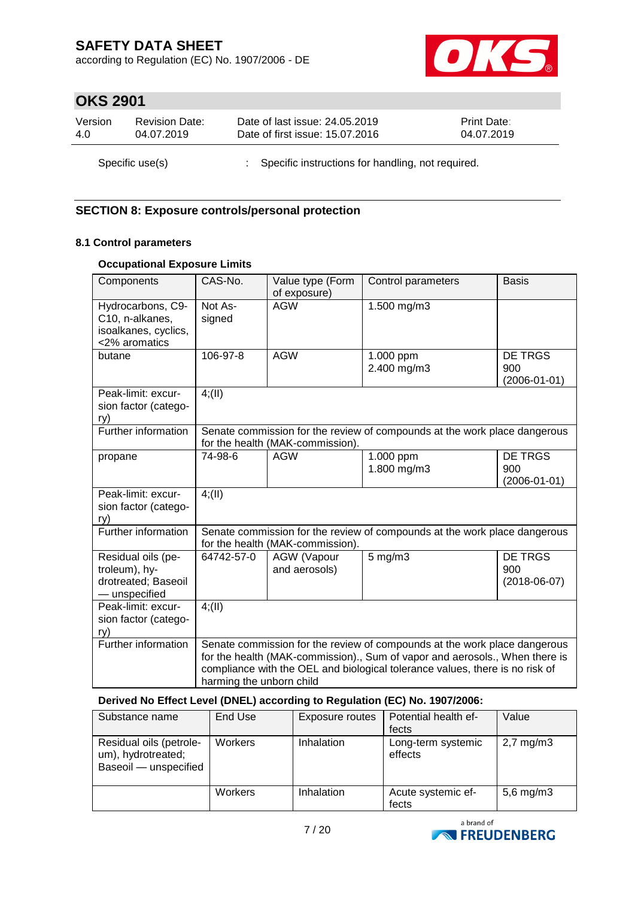Specific use(s) : Specific instructions for handling, not required.

## SECTION 8: Exposure controls/personal protection

### 8.1 Control parameters

**Occupational Exposure Limits**

| Components | CAS-No. | Value type (Form of exposure) | Control parameters | Basis |
|---|---|---|---|---|
| Hydrocarbons, C9-C10, n-alkanes, isoalkanes, cyclics, <2% aromatics | Not Assigned | AGW | 1.500 mg/m3 | |
| butane | 106-97-8 | AGW | 1.000 ppm<br>2.400 mg/m3 | DE TRGS 900 (2006-01-01) |
| Peak-limit: excursion factor (category) | 4;(II) | | | |
| Further information | Senate commission for the review of compounds at the work place dangerous for the health (MAK-commission). | | | |
| propane | 74-98-6 | AGW | 1.000 ppm<br>1.800 mg/m3 | DE TRGS 900 (2006-01-01) |
| Peak-limit: excursion factor (category) | 4;(II) | | | |
| Further information | Senate commission for the review of compounds at the work place dangerous for the health (MAK-commission). | | | |
| Residual oils (petroleum), hydrotreated; Baseoil — unspecified | 64742-57-0 | AGW (Vapour and aerosols) | 5 mg/m3 | DE TRGS 900 (2018-06-07) |
| Peak-limit: excursion factor (category) | 4;(II) | | | |
| Further information | Senate commission for the review of compounds at the work place dangerous for the health (MAK-commission)., Sum of vapor and aerosols., When there is compliance with the OEL and biological tolerance values, there is no risk of harming the unborn child | | | |

**Derived No Effect Level (DNEL) according to Regulation (EC) No. 1907/2006:**

| Substance name | End Use | Exposure routes | Potential health effects | Value |
|---|---|---|---|---|
| Residual oils (petroleum), hydrotreated; Baseoil — unspecified | Workers | Inhalation | Long-term systemic effects | 2,7 mg/m3 |
| | Workers | Inhalation | Acute systemic effects | 5,6 mg/m3 |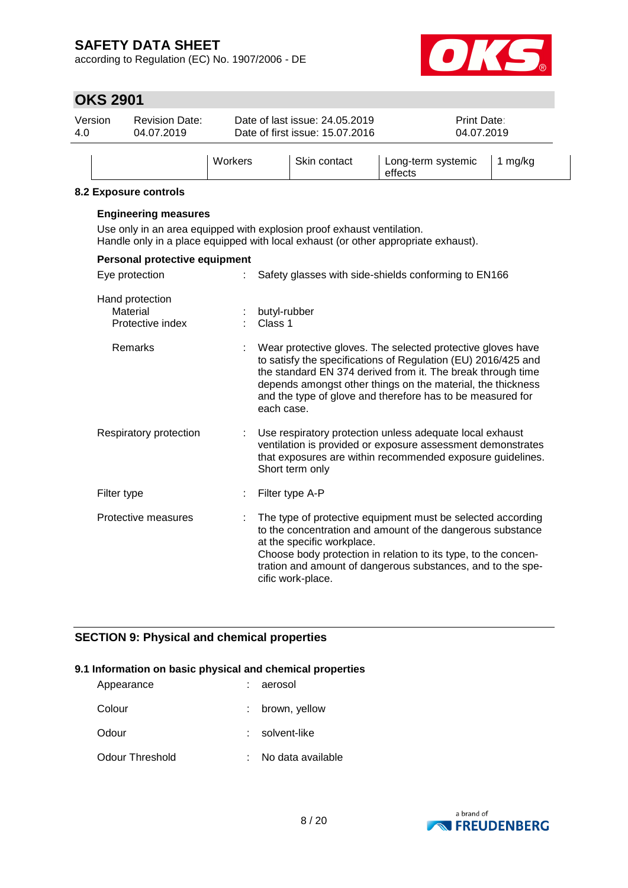| | Workers | Skin contact | Long-term systemic effects | 1 mg/kg |
|---|---|---|---|---|

### 8.2 Exposure controls

**Engineering measures**

Use only in an area equipped with explosion proof exhaust ventilation.
Handle only in a place equipped with local exhaust (or other appropriate exhaust).

**Personal protective equipment**

Eye protection : Safety glasses with side-shields conforming to EN166

Hand protection
- Material : butyl-rubber
- Protective index : Class 1

Remarks : Wear protective gloves. The selected protective gloves have to satisfy the specifications of Regulation (EU) 2016/425 and the standard EN 374 derived from it. The break through time depends amongst other things on the material, the thickness and the type of glove and therefore has to be measured for each case.

Respiratory protection : Use respiratory protection unless adequate local exhaust ventilation is provided or exposure assessment demonstrates that exposures are within recommended exposure guidelines. Short term only

Filter type : Filter type A-P

Protective measures : The type of protective equipment must be selected according to the concentration and amount of the dangerous substance at the specific workplace.
Choose body protection in relation to its type, to the concentration and amount of dangerous substances, and to the specific work-place.

## SECTION 9: Physical and chemical properties

### 9.1 Information on basic physical and chemical properties

Appearance : aerosol

Colour : brown, yellow

Odour : solvent-like

Odour Threshold : No data available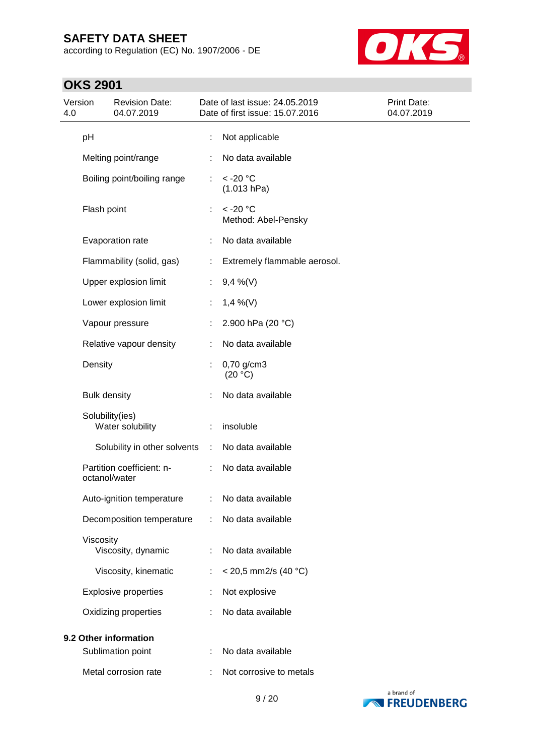| Property | | Value |
|---|---|---|
| pH | : | Not applicable |
| Melting point/range | : | No data available |
| Boiling point/boiling range | : | < -20 °C<br>(1.013 hPa) |
| Flash point | : | < -20 °C<br>Method: Abel-Pensky |
| Evaporation rate | : | No data available |
| Flammability (solid, gas) | : | Extremely flammable aerosol. |
| Upper explosion limit | : | 9,4 %(V) |
| Lower explosion limit | : | 1,4 %(V) |
| Vapour pressure | : | 2.900 hPa (20 °C) |
| Relative vapour density | : | No data available |
| Density | : | 0,70 g/cm3<br>(20 °C) |
| Bulk density | : | No data available |
| Solubility(ies)<br>Water solubility | : | insoluble |
| Solubility in other solvents | : | No data available |
| Partition coefficient: n-octanol/water | : | No data available |
| Auto-ignition temperature | : | No data available |
| Decomposition temperature | : | No data available |
| Viscosity<br>Viscosity, dynamic | : | No data available |
| Viscosity, kinematic | : | < 20,5 mm2/s (40 °C) |
| Explosive properties | : | Not explosive |
| Oxidizing properties | : | No data available |

**9.2 Other information**

| Property | | Value |
|---|---|---|
| Sublimation point | : | No data available |
| Metal corrosion rate | : | Not corrosive to metals |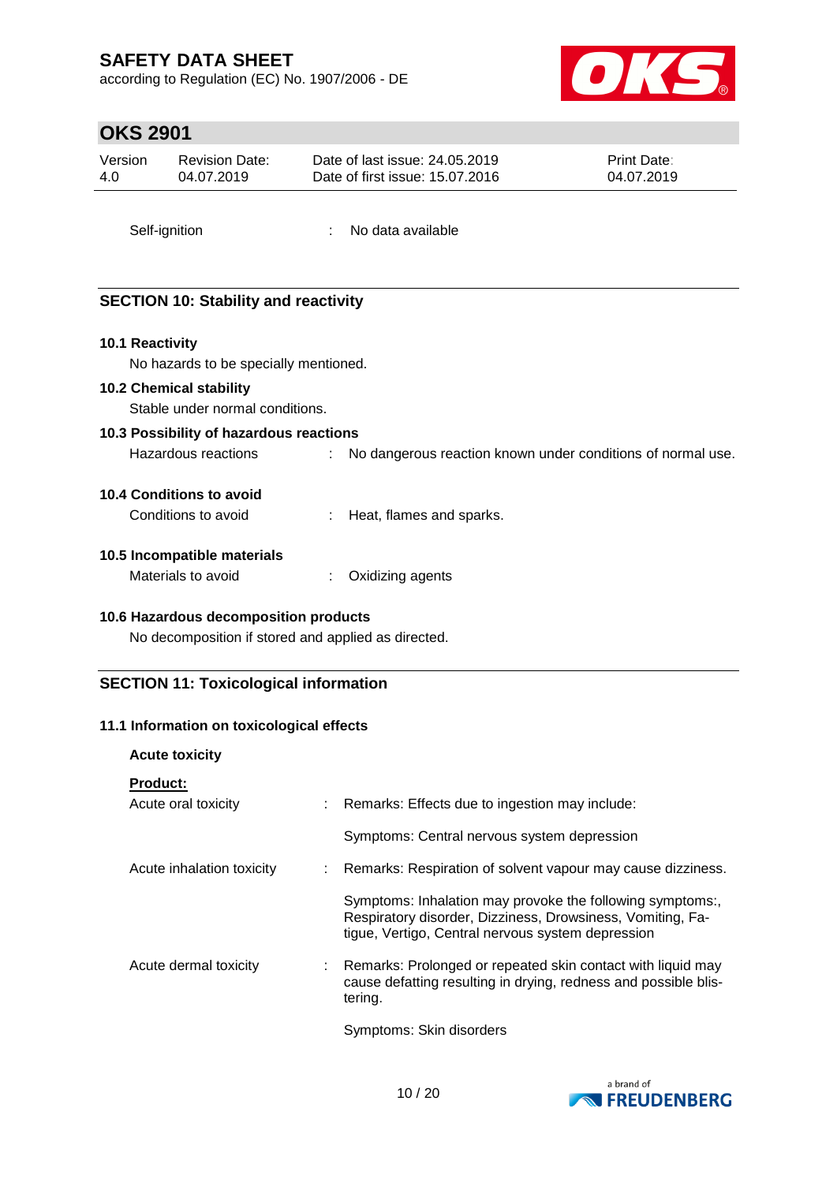| | | |
|---|---|---|
| Self-ignition | : | No data available |

## SECTION 10: Stability and reactivity

### 10.1 Reactivity

No hazards to be specially mentioned.

### 10.2 Chemical stability

Stable under normal conditions.

### 10.3 Possibility of hazardous reactions

| | | |
|---|---|---|
| Hazardous reactions | : | No dangerous reaction known under conditions of normal use. |

### 10.4 Conditions to avoid

| | | |
|---|---|---|
| Conditions to avoid | : | Heat, flames and sparks. |

### 10.5 Incompatible materials

| | | |
|---|---|---|
| Materials to avoid | : | Oxidizing agents |

### 10.6 Hazardous decomposition products

No decomposition if stored and applied as directed.

## SECTION 11: Toxicological information

### 11.1 Information on toxicological effects

**Acute toxicity**

**Product:**

| | | |
|---|---|---|
| Acute oral toxicity | : | Remarks: Effects due to ingestion may include: |
| | | Symptoms: Central nervous system depression |
| Acute inhalation toxicity | : | Remarks: Respiration of solvent vapour may cause dizziness. |
| | | Symptoms: Inhalation may provoke the following symptoms:, Respiratory disorder, Dizziness, Drowsiness, Vomiting, Fatigue, Vertigo, Central nervous system depression |
| Acute dermal toxicity | : | Remarks: Prolonged or repeated skin contact with liquid may cause defatting resulting in drying, redness and possible blistering. |
| | | Symptoms: Skin disorders |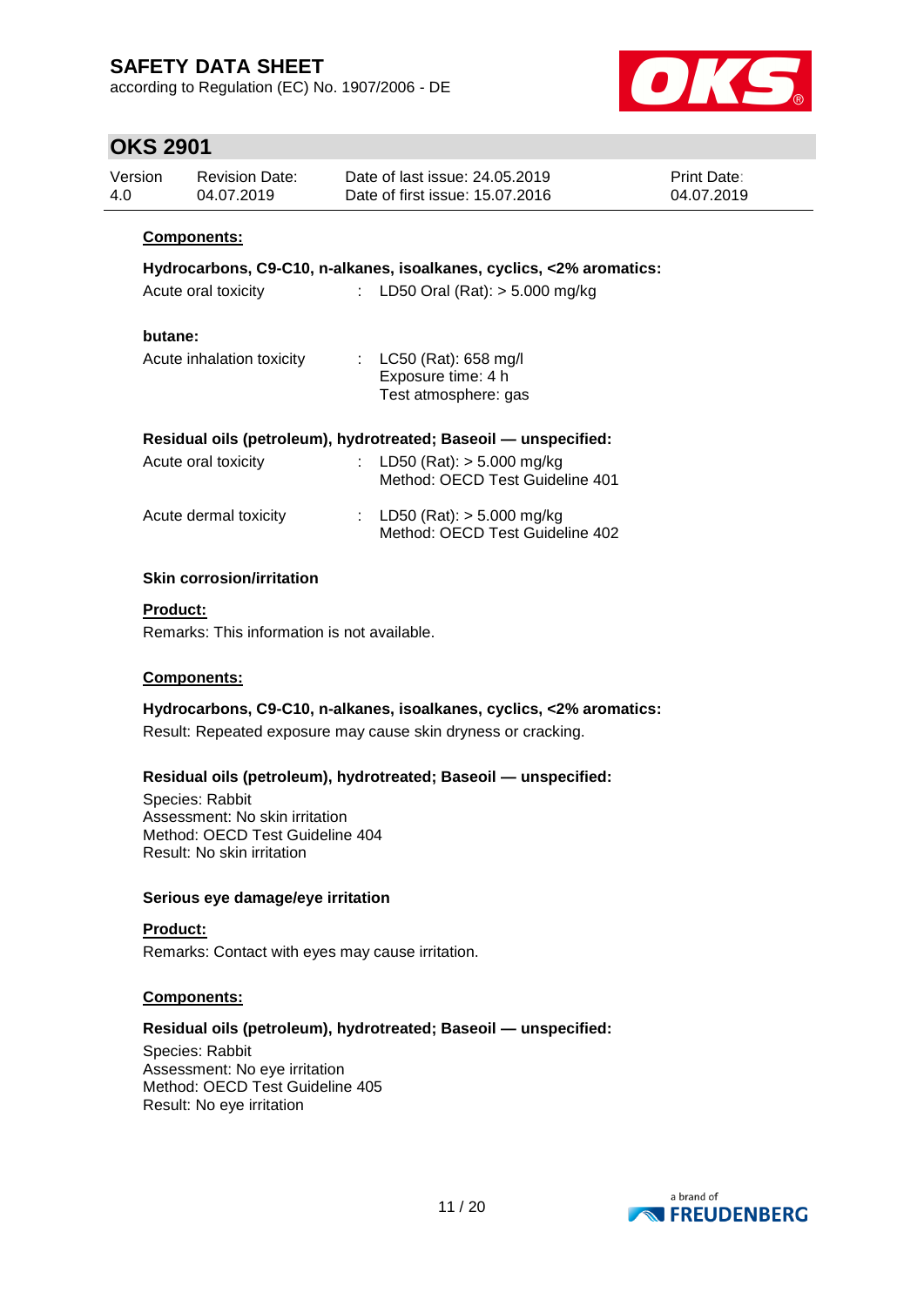**Components:**

**Hydrocarbons, C9-C10, n-alkanes, isoalkanes, cyclics, <2% aromatics:**

Acute oral toxicity : LD50 Oral (Rat): > 5.000 mg/kg

**butane:**

Acute inhalation toxicity : LC50 (Rat): 658 mg/l
Exposure time: 4 h
Test atmosphere: gas

**Residual oils (petroleum), hydrotreated; Baseoil — unspecified:**

Acute oral toxicity : LD50 (Rat): > 5.000 mg/kg
Method: OECD Test Guideline 401

Acute dermal toxicity : LD50 (Rat): > 5.000 mg/kg
Method: OECD Test Guideline 402

### Skin corrosion/irritation

**Product:**

Remarks: This information is not available.

**Components:**

**Hydrocarbons, C9-C10, n-alkanes, isoalkanes, cyclics, <2% aromatics:**

Result: Repeated exposure may cause skin dryness or cracking.

**Residual oils (petroleum), hydrotreated; Baseoil — unspecified:**

Species: Rabbit
Assessment: No skin irritation
Method: OECD Test Guideline 404
Result: No skin irritation

### Serious eye damage/eye irritation

**Product:**

Remarks: Contact with eyes may cause irritation.

**Components:**

**Residual oils (petroleum), hydrotreated; Baseoil — unspecified:**

Species: Rabbit
Assessment: No eye irritation
Method: OECD Test Guideline 405
Result: No eye irritation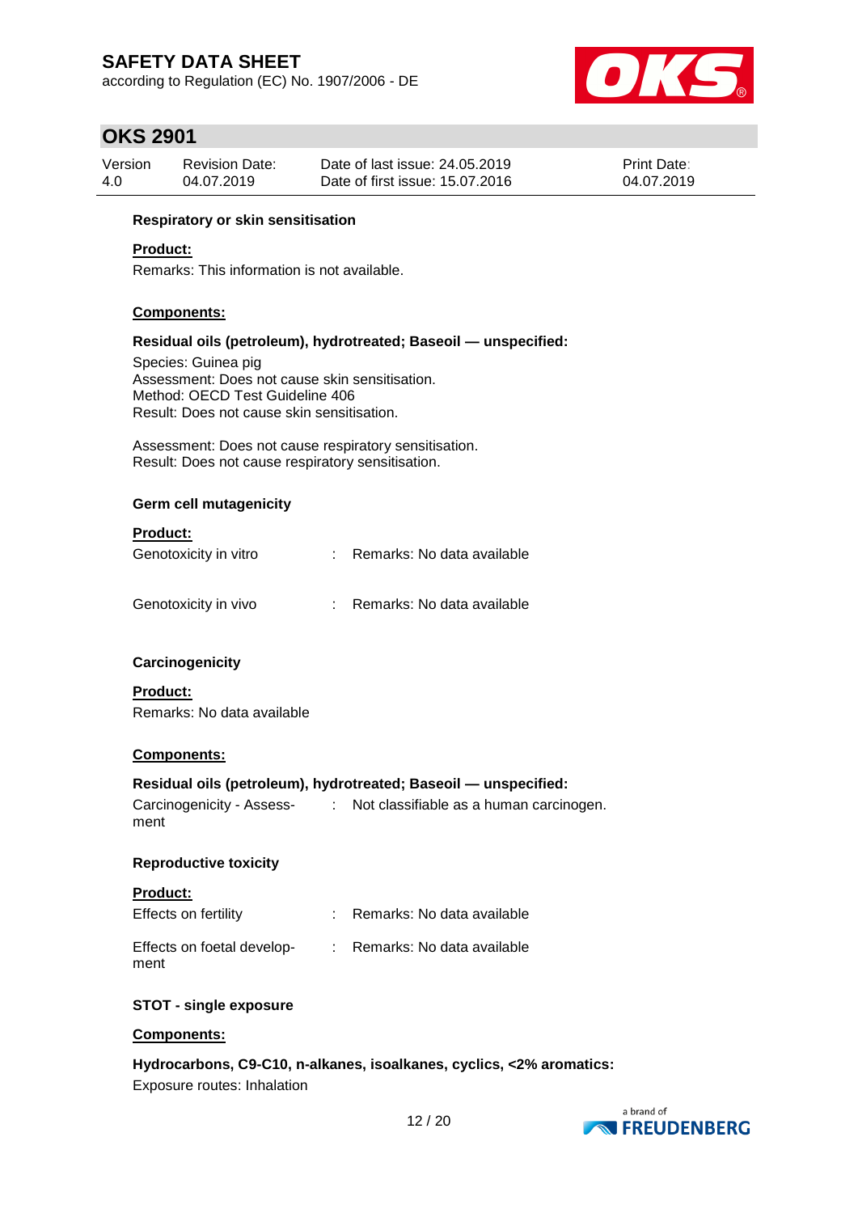#### Respiratory or skin sensitisation

**Product:**

Remarks: This information is not available.

**Components:**

**Residual oils (petroleum), hydrotreated; Baseoil — unspecified:**

Species: Guinea pig
Assessment: Does not cause skin sensitisation.
Method: OECD Test Guideline 406
Result: Does not cause skin sensitisation.

Assessment: Does not cause respiratory sensitisation.
Result: Does not cause respiratory sensitisation.

#### Germ cell mutagenicity

**Product:**

| | | |
|---|---|---|
| Genotoxicity in vitro | : | Remarks: No data available |
| Genotoxicity in vivo | : | Remarks: No data available |

#### Carcinogenicity

**Product:**

Remarks: No data available

**Components:**

**Residual oils (petroleum), hydrotreated; Baseoil — unspecified:**

| | | |
|---|---|---|
| Carcinogenicity - Assessment | : | Not classifiable as a human carcinogen. |

#### Reproductive toxicity

**Product:**

| | | |
|---|---|---|
| Effects on fertility | : | Remarks: No data available |
| Effects on foetal development | : | Remarks: No data available |

#### STOT - single exposure

**Components:**

**Hydrocarbons, C9-C10, n-alkanes, isoalkanes, cyclics, <2% aromatics:**

Exposure routes: Inhalation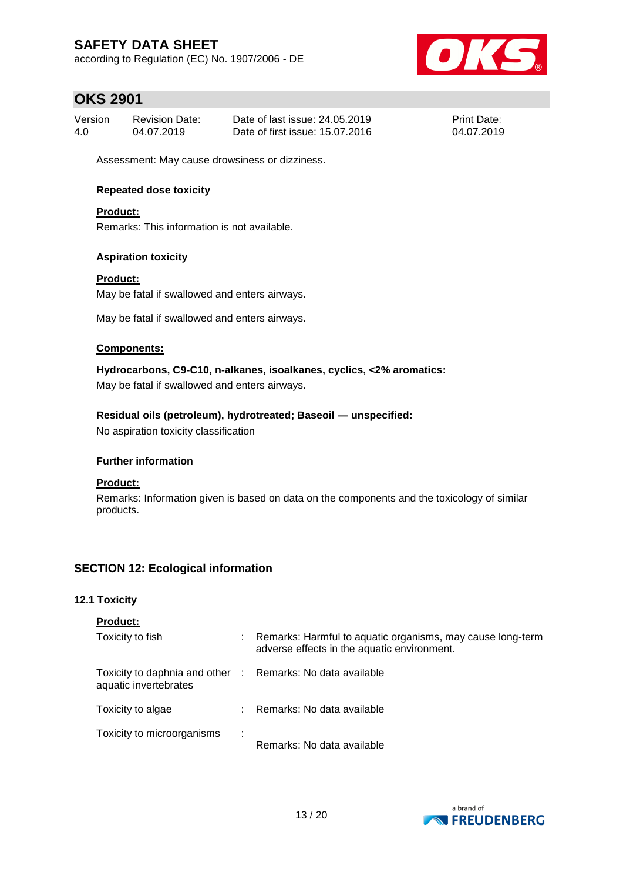Assessment: May cause drowsiness or dizziness.

**Repeated dose toxicity**

**Product:**

Remarks: This information is not available.

**Aspiration toxicity**

**Product:**

May be fatal if swallowed and enters airways.

May be fatal if swallowed and enters airways.

**Components:**

**Hydrocarbons, C9-C10, n-alkanes, isoalkanes, cyclics, <2% aromatics:**

May be fatal if swallowed and enters airways.

**Residual oils (petroleum), hydrotreated; Baseoil — unspecified:**

No aspiration toxicity classification

**Further information**

**Product:**

Remarks: Information given is based on data on the components and the toxicology of similar products.

## SECTION 12: Ecological information

### 12.1 Toxicity

**Product:**

| | | |
|---|---|---|
| Toxicity to fish | : | Remarks: Harmful to aquatic organisms, may cause long-term adverse effects in the aquatic environment. |
| Toxicity to daphnia and other aquatic invertebrates | : | Remarks: No data available |
| Toxicity to algae | : | Remarks: No data available |
| Toxicity to microorganisms | : | Remarks: No data available |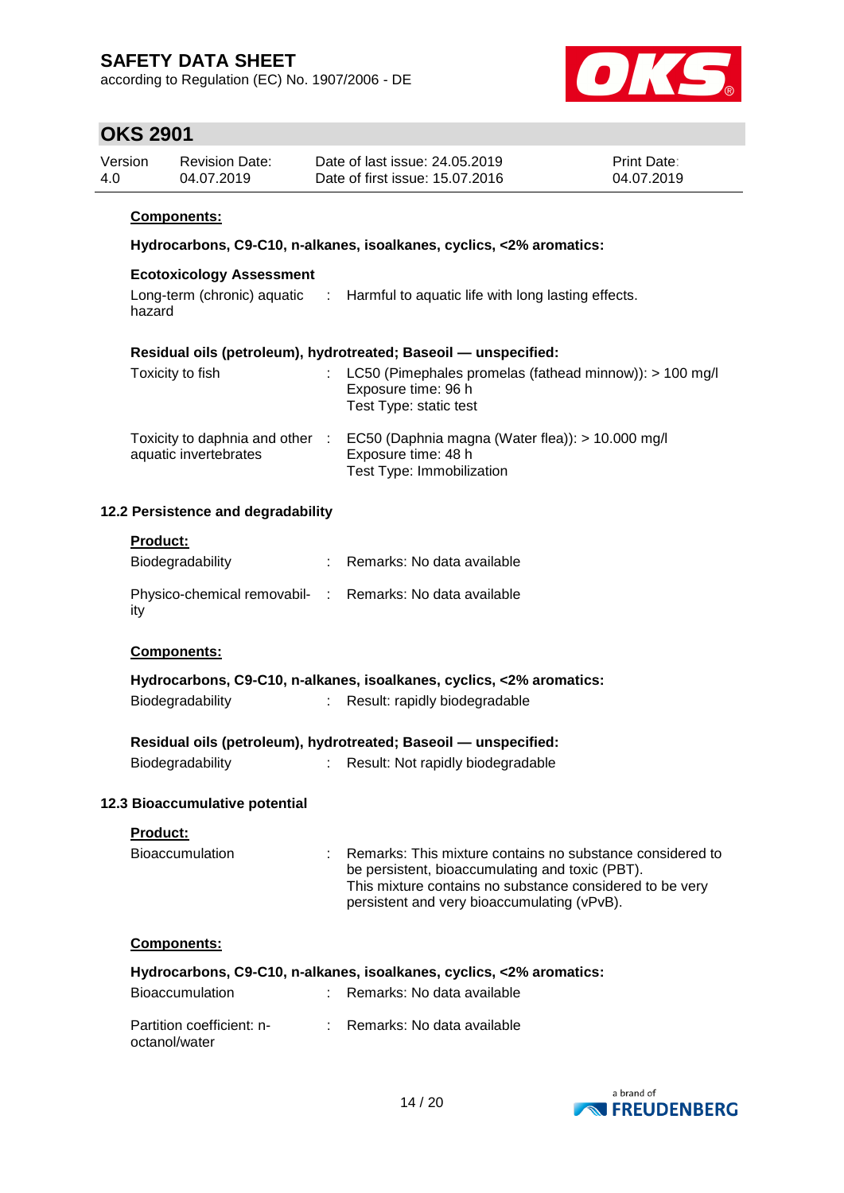**Components:**

**Hydrocarbons, C9-C10, n-alkanes, isoalkanes, cyclics, <2% aromatics:**

**Ecotoxicology Assessment**

| | |
|---|---|
| Long-term (chronic) aquatic hazard | : Harmful to aquatic life with long lasting effects. |

**Residual oils (petroleum), hydrotreated; Baseoil — unspecified:**

| | |
|---|---|
| Toxicity to fish | : LC50 (Pimephales promelas (fathead minnow)): > 100 mg/l<br>Exposure time: 96 h<br>Test Type: static test |
| Toxicity to daphnia and other aquatic invertebrates | : EC50 (Daphnia magna (Water flea)): > 10.000 mg/l<br>Exposure time: 48 h<br>Test Type: Immobilization |

### 12.2 Persistence and degradability

**Product:**

| | |
|---|---|
| Biodegradability | : Remarks: No data available |
| Physico-chemical removability | : Remarks: No data available |

**Components:**

**Hydrocarbons, C9-C10, n-alkanes, isoalkanes, cyclics, <2% aromatics:**

| | |
|---|---|
| Biodegradability | : Result: rapidly biodegradable |

**Residual oils (petroleum), hydrotreated; Baseoil — unspecified:**

| | |
|---|---|
| Biodegradability | : Result: Not rapidly biodegradable |

### 12.3 Bioaccumulative potential

**Product:**

| | |
|---|---|
| Bioaccumulation | : Remarks: This mixture contains no substance considered to be persistent, bioaccumulating and toxic (PBT).<br>This mixture contains no substance considered to be very persistent and very bioaccumulating (vPvB). |

**Components:**

**Hydrocarbons, C9-C10, n-alkanes, isoalkanes, cyclics, <2% aromatics:**

| | |
|---|---|
| Bioaccumulation | : Remarks: No data available |
| Partition coefficient: n-octanol/water | : Remarks: No data available |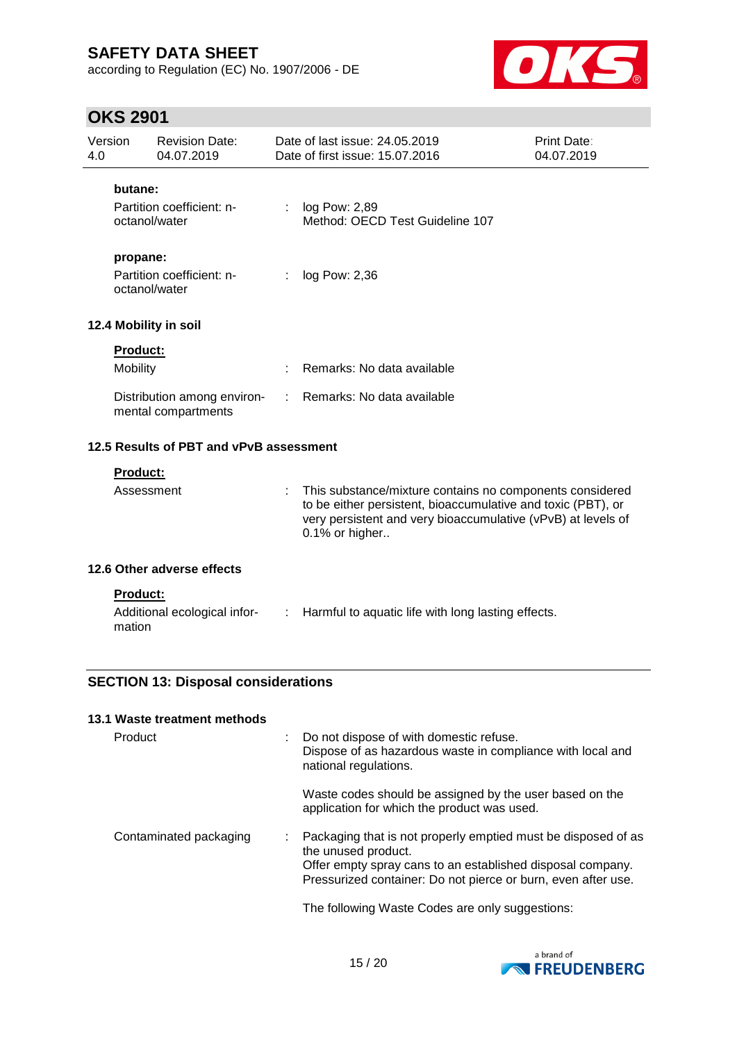**butane:**

Partition coefficient: n-octanol/water : log Pow: 2,89
Method: OECD Test Guideline 107

**propane:**

Partition coefficient: n-octanol/water : log Pow: 2,36

### 12.4 Mobility in soil

**Product:**

Mobility : Remarks: No data available

Distribution among environmental compartments : Remarks: No data available

### 12.5 Results of PBT and vPvB assessment

**Product:**

Assessment : This substance/mixture contains no components considered to be either persistent, bioaccumulative and toxic (PBT), or very persistent and very bioaccumulative (vPvB) at levels of 0.1% or higher..

### 12.6 Other adverse effects

**Product:**

Additional ecological information : Harmful to aquatic life with long lasting effects.

## SECTION 13: Disposal considerations

### 13.1 Waste treatment methods

Product : Do not dispose of with domestic refuse.
Dispose of as hazardous waste in compliance with local and national regulations.

Waste codes should be assigned by the user based on the application for which the product was used.

Contaminated packaging : Packaging that is not properly emptied must be disposed of as the unused product.
Offer empty spray cans to an established disposal company.
Pressurized container: Do not pierce or burn, even after use.

The following Waste Codes are only suggestions: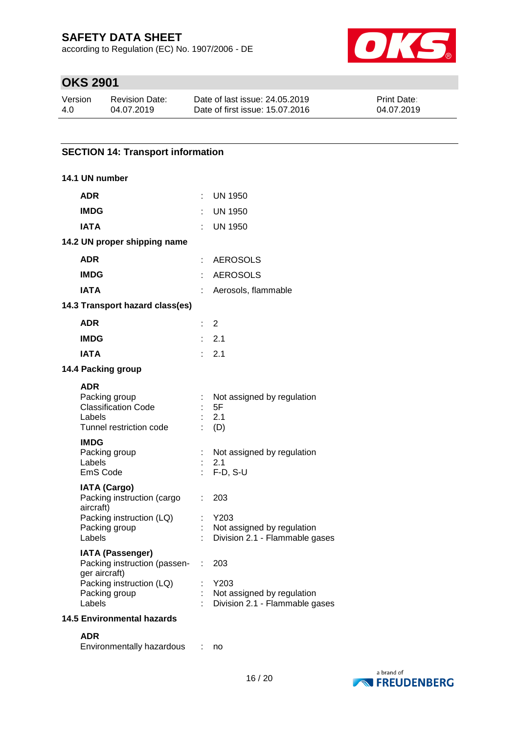## SECTION 14: Transport information

### 14.1 UN number

| | | |
|---|---|---|
| **ADR** | : | UN 1950 |
| **IMDG** | : | UN 1950 |
| **IATA** | : | UN 1950 |

### 14.2 UN proper shipping name

| | | |
|---|---|---|
| **ADR** | : | AEROSOLS |
| **IMDG** | : | AEROSOLS |
| **IATA** | : | Aerosols, flammable |

### 14.3 Transport hazard class(es)

| | | |
|---|---|---|
| **ADR** | : | 2 |
| **IMDG** | : | 2.1 |
| **IATA** | : | 2.1 |

### 14.4 Packing group

**ADR**

| | | |
|---|---|---|
| Packing group | : | Not assigned by regulation |
| Classification Code | : | 5F |
| Labels | : | 2.1 |
| Tunnel restriction code | : | (D) |

**IMDG**

| | | |
|---|---|---|
| Packing group | : | Not assigned by regulation |
| Labels | : | 2.1 |
| EmS Code | : | F-D, S-U |

**IATA (Cargo)**

| | | |
|---|---|---|
| Packing instruction (cargo aircraft) | : | 203 |
| Packing instruction (LQ) | : | Y203 |
| Packing group | : | Not assigned by regulation |
| Labels | : | Division 2.1 - Flammable gases |

**IATA (Passenger)**

| | | |
|---|---|---|
| Packing instruction (passenger aircraft) | : | 203 |
| Packing instruction (LQ) | : | Y203 |
| Packing group | : | Not assigned by regulation |
| Labels | : | Division 2.1 - Flammable gases |

### 14.5 Environmental hazards

**ADR**

| | | |
|---|---|---|
| Environmentally hazardous | : | no |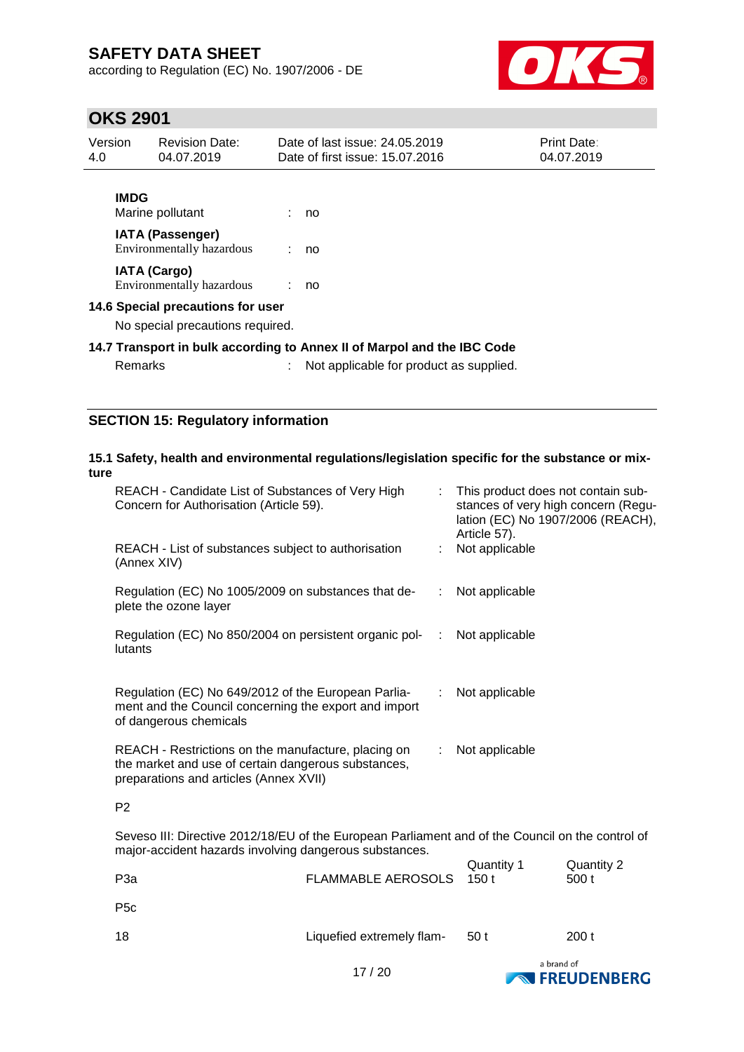**IMDG**

Marine pollutant : no

**IATA (Passenger)**

Environmentally hazardous : no

**IATA (Cargo)**

Environmentally hazardous : no

**14.6 Special precautions for user**

No special precautions required.

**14.7 Transport in bulk according to Annex II of Marpol and the IBC Code**

Remarks : Not applicable for product as supplied.

## SECTION 15: Regulatory information

**15.1 Safety, health and environmental regulations/legislation specific for the substance or mixture**

| | |
|---|---|
| REACH - Candidate List of Substances of Very High Concern for Authorisation (Article 59). | : This product does not contain substances of very high concern (Regulation (EC) No 1907/2006 (REACH), Article 57). |
| REACH - List of substances subject to authorisation (Annex XIV) | : Not applicable |
| Regulation (EC) No 1005/2009 on substances that deplete the ozone layer | : Not applicable |
| Regulation (EC) No 850/2004 on persistent organic pollutants | : Not applicable |
| Regulation (EC) No 649/2012 of the European Parliament and the Council concerning the export and import of dangerous chemicals | : Not applicable |
| REACH - Restrictions on the manufacture, placing on the market and use of certain dangerous substances, preparations and articles (Annex XVII) | : Not applicable |

P2

Seveso III: Directive 2012/18/EU of the European Parliament and of the Council on the control of major-accident hazards involving dangerous substances.

| | | Quantity 1 | Quantity 2 |
|---|---|---|---|
| P3a | FLAMMABLE AEROSOLS | 150 t | 500 t |
| P5c | | | |
| 18 | Liquefied extremely flam- | 50 t | 200 t |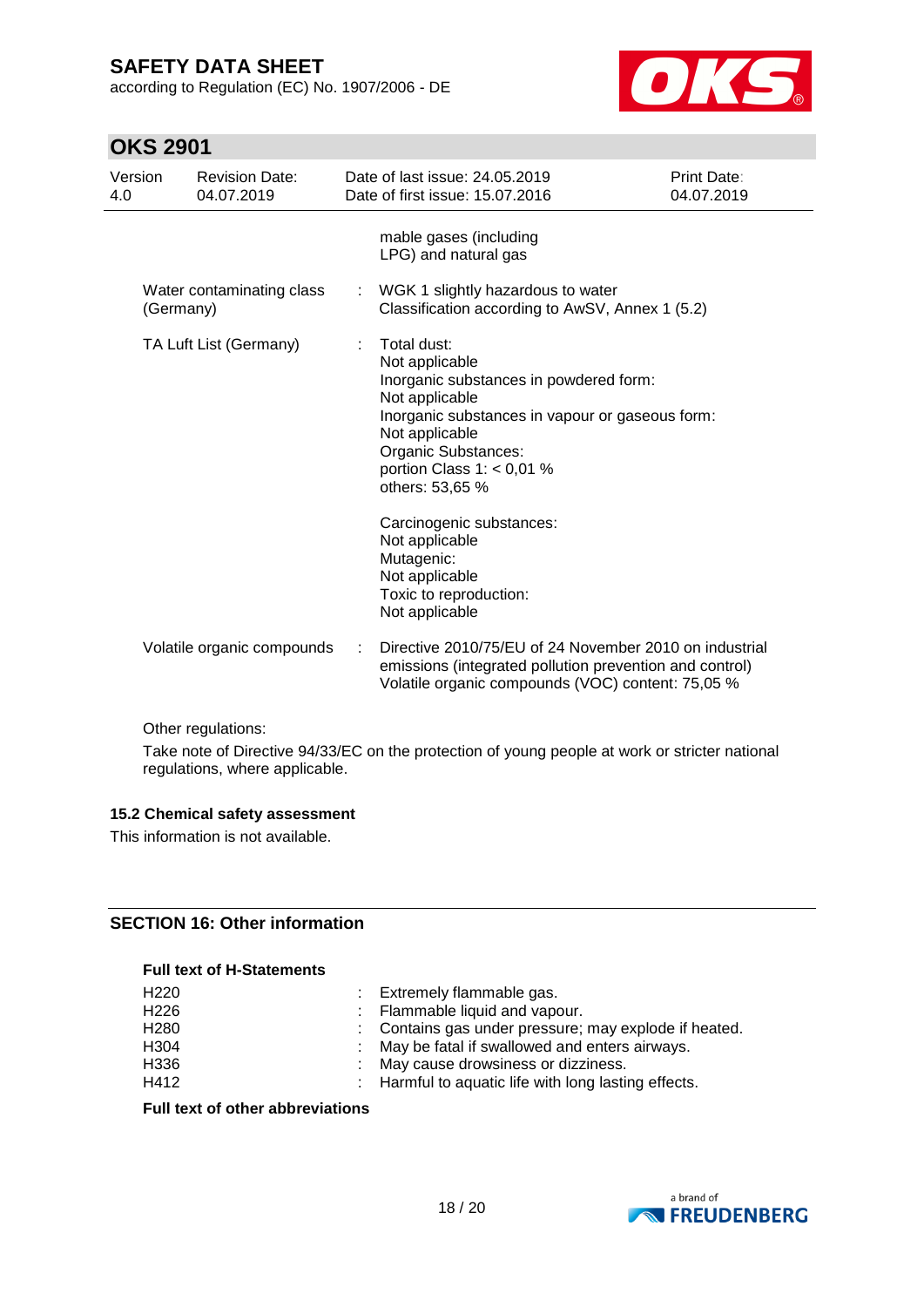mable gases (including LPG) and natural gas

| | | |
|---|---|---|
| Water contaminating class (Germany) | : | WGK 1 slightly hazardous to water<br>Classification according to AwSV, Annex 1 (5.2) |
| TA Luft List (Germany) | : | Total dust:<br>Not applicable<br>Inorganic substances in powdered form:<br>Not applicable<br>Inorganic substances in vapour or gaseous form:<br>Not applicable<br>Organic Substances:<br>portion Class 1: < 0,01 %<br>others: 53,65 %<br><br>Carcinogenic substances:<br>Not applicable<br>Mutagenic:<br>Not applicable<br>Toxic to reproduction:<br>Not applicable |
| Volatile organic compounds | : | Directive 2010/75/EU of 24 November 2010 on industrial emissions (integrated pollution prevention and control)<br>Volatile organic compounds (VOC) content: 75,05 % |

Other regulations:

Take note of Directive 94/33/EC on the protection of young people at work or stricter national regulations, where applicable.

### 15.2 Chemical safety assessment

This information is not available.

## SECTION 16: Other information

**Full text of H-Statements**

| | | |
|---|---|---|
| H220 | : | Extremely flammable gas. |
| H226 | : | Flammable liquid and vapour. |
| H280 | : | Contains gas under pressure; may explode if heated. |
| H304 | : | May be fatal if swallowed and enters airways. |
| H336 | : | May cause drowsiness or dizziness. |
| H412 | : | Harmful to aquatic life with long lasting effects. |

**Full text of other abbreviations**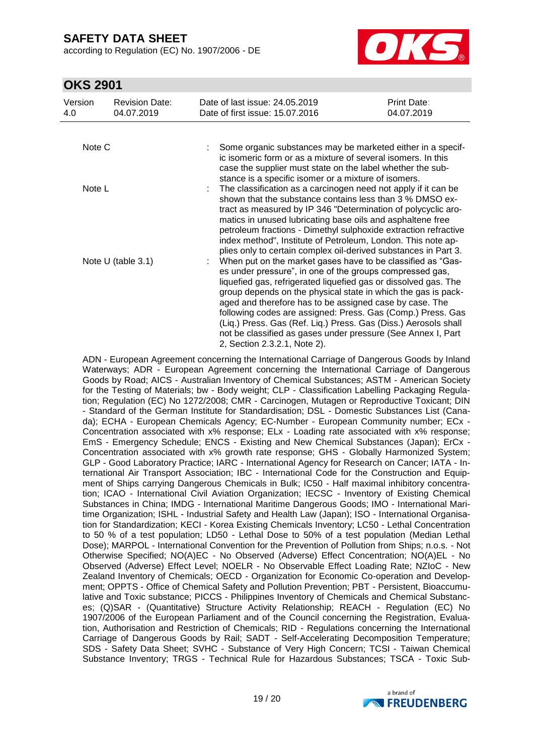| | | |
|---|---|---|
| Note C | : | Some organic substances may be marketed either in a specific isomeric form or as a mixture of several isomers. In this case the supplier must state on the label whether the substance is a specific isomer or a mixture of isomers. |
| Note L | : | The classification as a carcinogen need not apply if it can be shown that the substance contains less than 3 % DMSO extract as measured by IP 346 "Determination of polycyclic aromatics in unused lubricating base oils and asphaltene free petroleum fractions - Dimethyl sulphoxide extraction refractive index method", Institute of Petroleum, London. This note applies only to certain complex oil-derived substances in Part 3. |
| Note U (table 3.1) | : | When put on the market gases have to be classified as "Gases under pressure", in one of the groups compressed gas, liquefied gas, refrigerated liquefied gas or dissolved gas. The group depends on the physical state in which the gas is packaged and therefore has to be assigned case by case. The following codes are assigned: Press. Gas (Comp.) Press. Gas (Liq.) Press. Gas (Ref. Liq.) Press. Gas (Diss.) Aerosols shall not be classified as gases under pressure (See Annex I, Part 2, Section 2.3.2.1, Note 2). |

ADN - European Agreement concerning the International Carriage of Dangerous Goods by Inland Waterways; ADR - European Agreement concerning the International Carriage of Dangerous Goods by Road; AICS - Australian Inventory of Chemical Substances; ASTM - American Society for the Testing of Materials; bw - Body weight; CLP - Classification Labelling Packaging Regulation; Regulation (EC) No 1272/2008; CMR - Carcinogen, Mutagen or Reproductive Toxicant; DIN - Standard of the German Institute for Standardisation; DSL - Domestic Substances List (Canada); ECHA - European Chemicals Agency; EC-Number - European Community number; ECx - Concentration associated with x% response; ELx - Loading rate associated with x% response; EmS - Emergency Schedule; ENCS - Existing and New Chemical Substances (Japan); ErCx - Concentration associated with x% growth rate response; GHS - Globally Harmonized System; GLP - Good Laboratory Practice; IARC - International Agency for Research on Cancer; IATA - International Air Transport Association; IBC - International Code for the Construction and Equipment of Ships carrying Dangerous Chemicals in Bulk; IC50 - Half maximal inhibitory concentration; ICAO - International Civil Aviation Organization; IECSC - Inventory of Existing Chemical Substances in China; IMDG - International Maritime Dangerous Goods; IMO - International Maritime Organization; ISHL - Industrial Safety and Health Law (Japan); ISO - International Organisation for Standardization; KECI - Korea Existing Chemicals Inventory; LC50 - Lethal Concentration to 50 % of a test population; LD50 - Lethal Dose to 50% of a test population (Median Lethal Dose); MARPOL - International Convention for the Prevention of Pollution from Ships; n.o.s. - Not Otherwise Specified; NO(A)EC - No Observed (Adverse) Effect Concentration; NO(A)EL - No Observed (Adverse) Effect Level; NOELR - No Observable Effect Loading Rate; NZIoC - New Zealand Inventory of Chemicals; OECD - Organization for Economic Co-operation and Development; OPPTS - Office of Chemical Safety and Pollution Prevention; PBT - Persistent, Bioaccumulative and Toxic substance; PICCS - Philippines Inventory of Chemicals and Chemical Substances; (Q)SAR - (Quantitative) Structure Activity Relationship; REACH - Regulation (EC) No 1907/2006 of the European Parliament and of the Council concerning the Registration, Evaluation, Authorisation and Restriction of Chemicals; RID - Regulations concerning the International Carriage of Dangerous Goods by Rail; SADT - Self-Accelerating Decomposition Temperature; SDS - Safety Data Sheet; SVHC - Substance of Very High Concern; TCSI - Taiwan Chemical Substance Inventory; TRGS - Technical Rule for Hazardous Substances; TSCA - Toxic Sub-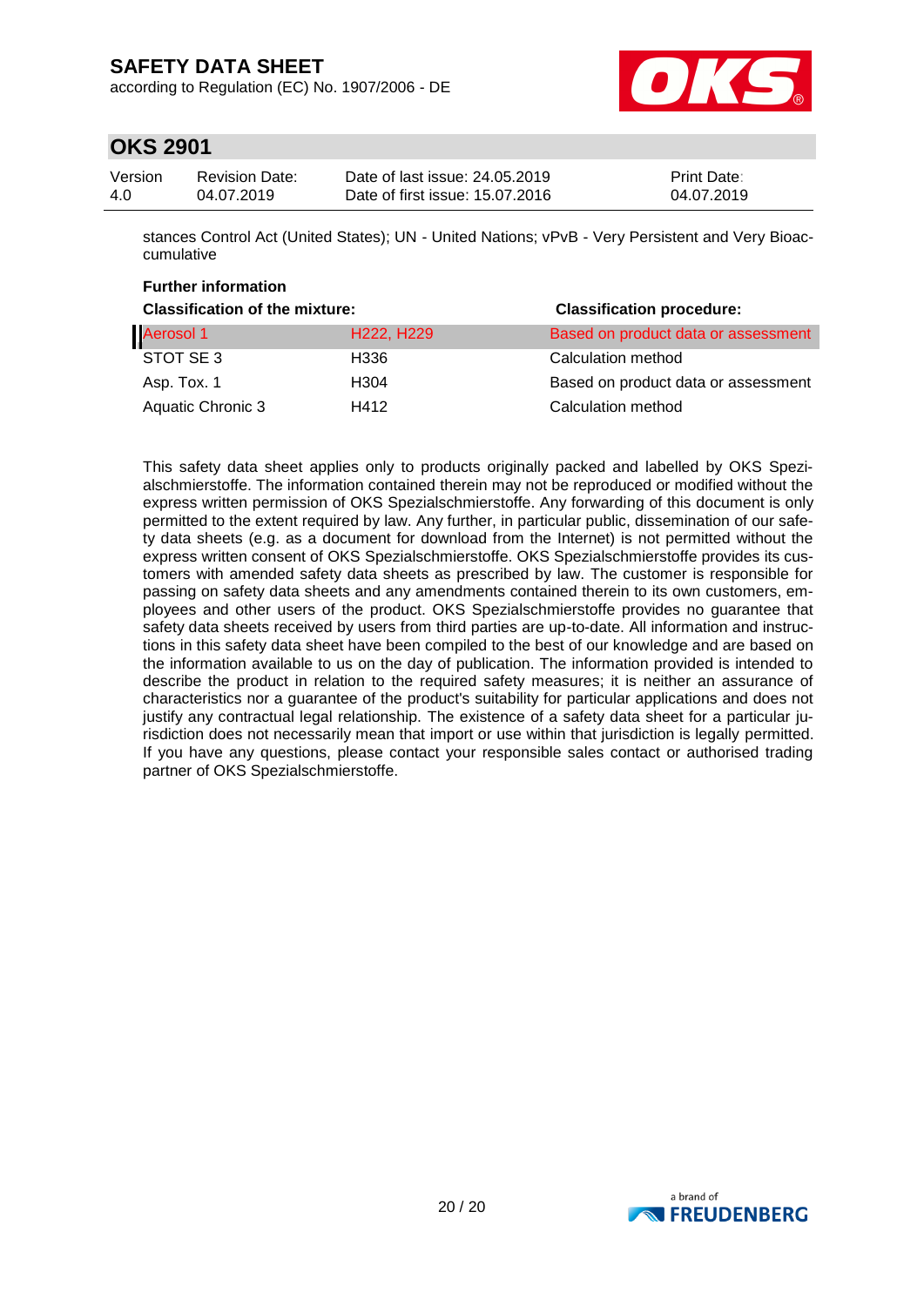stances Control Act (United States); UN - United Nations; vPvB - Very Persistent and Very Bioaccumulative

**Further information**

| Classification of the mixture: | | Classification procedure: |
|---|---|---|
| Aerosol 1 | H222, H229 | Based on product data or assessment |
| STOT SE 3 | H336 | Calculation method |
| Asp. Tox. 1 | H304 | Based on product data or assessment |
| Aquatic Chronic 3 | H412 | Calculation method |

This safety data sheet applies only to products originally packed and labelled by OKS Spezialschmierstoffe. The information contained therein may not be reproduced or modified without the express written permission of OKS Spezialschmierstoffe. Any forwarding of this document is only permitted to the extent required by law. Any further, in particular public, dissemination of our safety data sheets (e.g. as a document for download from the Internet) is not permitted without the express written consent of OKS Spezialschmierstoffe. OKS Spezialschmierstoffe provides its customers with amended safety data sheets as prescribed by law. The customer is responsible for passing on safety data sheets and any amendments contained therein to its own customers, employees and other users of the product. OKS Spezialschmierstoffe provides no guarantee that safety data sheets received by users from third parties are up-to-date. All information and instructions in this safety data sheet have been compiled to the best of our knowledge and are based on the information available to us on the day of publication. The information provided is intended to describe the product in relation to the required safety measures; it is neither an assurance of characteristics nor a guarantee of the product's suitability for particular applications and does not justify any contractual legal relationship. The existence of a safety data sheet for a particular jurisdiction does not necessarily mean that import or use within that jurisdiction is legally permitted. If you have any questions, please contact your responsible sales contact or authorised trading partner of OKS Spezialschmierstoffe.